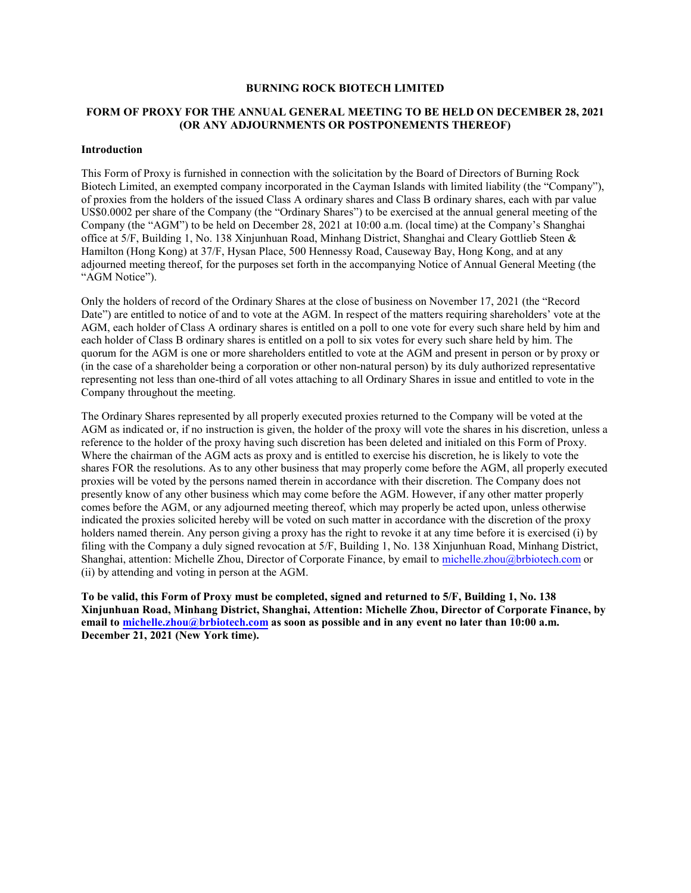**BURNING ROCK BIOTECH LIMITED**

**FORM OF PROXY FOR THE ANNUAL GENERAL MEETING TO BE HELD ON DECEMBER 28, 2021 (OR ANY ADJOURNMENTS OR POSTPONEMENTS THEREOF)**

**Introduction**

This Form of Proxy is furnished in connection with the solicitation by the Board of Directors of Burning Rock Biotech Limited, an exempted company incorporated in the Cayman Islands with limited liability (the "Company"), of proxies from the holders of the issued Class A ordinary shares and Class B ordinary shares, each with par value US$0.0002 per share of the Company (the "Ordinary Shares") to be exercised at the annual general meeting of the Company (the "AGM") to be held on December 28, 2021 at 10:00 a.m. (local time) at the Company's Shanghai office at 5/F, Building 1, No. 138 Xinjunhuan Road, Minhang District, Shanghai and Cleary Gottlieb Steen & Hamilton (Hong Kong) at 37/F, Hysan Place, 500 Hennessy Road, Causeway Bay, Hong Kong, and at any adjourned meeting thereof, for the purposes set forth in the accompanying Notice of Annual General Meeting (the "AGM Notice").

Only the holders of record of the Ordinary Shares at the close of business on November 17, 2021 (the "Record Date") are entitled to notice of and to vote at the AGM. In respect of the matters requiring shareholders' vote at the AGM, each holder of Class A ordinary shares is entitled on a poll to one vote for every such share held by him and each holder of Class B ordinary shares is entitled on a poll to six votes for every such share held by him. The quorum for the AGM is one or more shareholders entitled to vote at the AGM and present in person or by proxy or (in the case of a shareholder being a corporation or other non-natural person) by its duly authorized representative representing not less than one-third of all votes attaching to all Ordinary Shares in issue and entitled to vote in the Company throughout the meeting.

The Ordinary Shares represented by all properly executed proxies returned to the Company will be voted at the AGM as indicated or, if no instruction is given, the holder of the proxy will vote the shares in his discretion, unless a reference to the holder of the proxy having such discretion has been deleted and initialed on this Form of Proxy. Where the chairman of the AGM acts as proxy and is entitled to exercise his discretion, he is likely to vote the shares FOR the resolutions. As to any other business that may properly come before the AGM, all properly executed proxies will be voted by the persons named therein in accordance with their discretion. The Company does not presently know of any other business which may come before the AGM. However, if any other matter properly comes before the AGM, or any adjourned meeting thereof, which may properly be acted upon, unless otherwise indicated the proxies solicited hereby will be voted on such matter in accordance with the discretion of the proxy holders named therein. Any person giving a proxy has the right to revoke it at any time before it is exercised (i) by filing with the Company a duly signed revocation at 5/F, Building 1, No. 138 Xinjunhuan Road, Minhang District, Shanghai, attention: Michelle Zhou, Director of Corporate Finance, by email to michelle.zhou@brbiotech.com or (ii) by attending and voting in person at the AGM.

**To be valid, this Form of Proxy must be completed, signed and returned to 5/F, Building 1, No. 138 Xinjunhuan Road, Minhang District, Shanghai, Attention: Michelle Zhou, Director of Corporate Finance, by email to michelle.zhou@brbiotech.com as soon as possible and in any event no later than 10:00 a.m. December 21, 2021 (New York time).**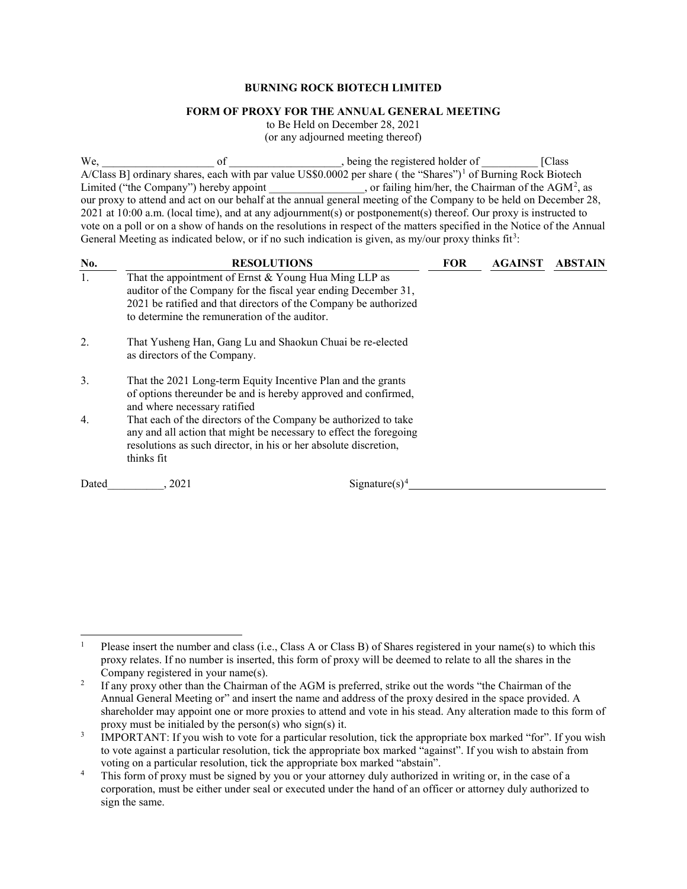**BURNING ROCK BIOTECH LIMITED**

**FORM OF PROXY FOR THE ANNUAL GENERAL MEETING**

to Be Held on December 28, 2021
(or any adjourned meeting thereof)

We, ____________________ of ____________________, being the registered holder of __________ [Class A/Class B] ordinary shares, each with par value US$0.0002 per share ( the "Shares")[1] of Burning Rock Biotech Limited ("the Company") hereby appoint _________________, or failing him/her, the Chairman of the AGM[2], as our proxy to attend and act on our behalf at the annual general meeting of the Company to be held on December 28, 2021 at 10:00 a.m. (local time), and at any adjournment(s) or postponement(s) thereof. Our proxy is instructed to vote on a poll or on a show of hands on the resolutions in respect of the matters specified in the Notice of the Annual General Meeting as indicated below, or if no such indication is given, as my/our proxy thinks fit[3]:

| No. | RESOLUTIONS | FOR | AGAINST | ABSTAIN |
|---|---|---|---|---|
| 1. | That the appointment of Ernst & Young Hua Ming LLP as auditor of the Company for the fiscal year ending December 31, 2021 be ratified and that directors of the Company be authorized to determine the remuneration of the auditor. | | | |
| 2. | That Yusheng Han, Gang Lu and Shaokun Chuai be re-elected as directors of the Company. | | | |
| 3. | That the 2021 Long-term Equity Incentive Plan and the grants of options thereunder be and is hereby approved and confirmed, and where necessary ratified | | | |
| 4. | That each of the directors of the Company be authorized to take any and all action that might be necessary to effect the foregoing resolutions as such director, in his or her absolute discretion, thinks fit | | | |

Dated__________, 2021 Signature(s)[4]____________________________________

---

[1] Please insert the number and class (i.e., Class A or Class B) of Shares registered in your name(s) to which this proxy relates. If no number is inserted, this form of proxy will be deemed to relate to all the shares in the Company registered in your name(s).

[2] If any proxy other than the Chairman of the AGM is preferred, strike out the words "the Chairman of the Annual General Meeting or" and insert the name and address of the proxy desired in the space provided. A shareholder may appoint one or more proxies to attend and vote in his stead. Any alteration made to this form of proxy must be initialed by the person(s) who sign(s) it.

[3] IMPORTANT: If you wish to vote for a particular resolution, tick the appropriate box marked "for". If you wish to vote against a particular resolution, tick the appropriate box marked "against". If you wish to abstain from voting on a particular resolution, tick the appropriate box marked "abstain".

[4] This form of proxy must be signed by you or your attorney duly authorized in writing or, in the case of a corporation, must be either under seal or executed under the hand of an officer or attorney duly authorized to sign the same.